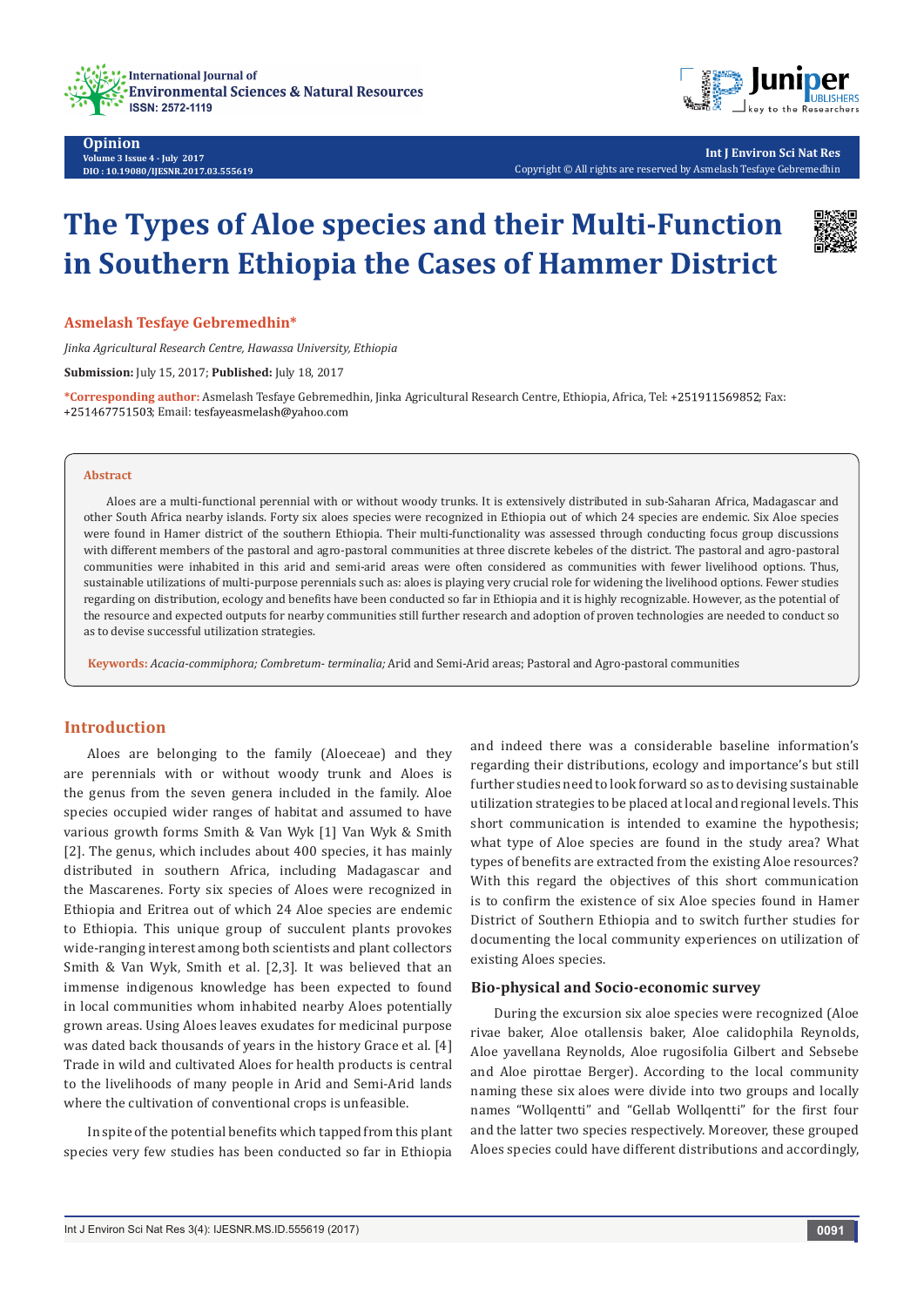Opinion
Volume 3 Issue 4 - July 2017
DOI : 10.19080/IJESNR.2017.03.555619

Int J Environ Sci Nat Res
Copyright © All rights are reserved by Asmelash Tesfaye Gebremedhin

# The Types of Aloe species and their Multi-Function in Southern Ethiopia the Cases of Hammer District

**Asmelash Tesfaye Gebremedhin***

*Jinka Agricultural Research Centre, Hawassa University, Ethiopia*

**Submission:** July 15, 2017; **Published:** July 18, 2017

**\*Corresponding author:** Asmelash Tesfaye Gebremedhin, Jinka Agricultural Research Centre, Ethiopia, Africa, Tel: +251911569852; Fax: +251467751503; Email: tesfayeasmelash@yahoo.com

## Abstract

Aloes are a multi-functional perennial with or without woody trunks. It is extensively distributed in sub-Saharan Africa, Madagascar and other South Africa nearby islands. Forty six aloes species were recognized in Ethiopia out of which 24 species are endemic. Six Aloe species were found in Hamer district of the southern Ethiopia. Their multi-functionality was assessed through conducting focus group discussions with different members of the pastoral and agro-pastoral communities at three discrete kebeles of the district. The pastoral and agro-pastoral communities were inhabited in this arid and semi-arid areas were often considered as communities with fewer livelihood options. Thus, sustainable utilizations of multi-purpose perennials such as: aloes is playing very crucial role for widening the livelihood options. Fewer studies regarding on distribution, ecology and benefits have been conducted so far in Ethiopia and it is highly recognizable. However, as the potential of the resource and expected outputs for nearby communities still further research and adoption of proven technologies are needed to conduct so as to devise successful utilization strategies.

**Keywords:** *Acacia-commiphora; Combretum- terminalia;* Arid and Semi-Arid areas; Pastoral and Agro-pastoral communities

## Introduction

Aloes are belonging to the family (Aloeceae) and they are perennials with or without woody trunk and Aloes is the genus from the seven genera included in the family. Aloe species occupied wider ranges of habitat and assumed to have various growth forms Smith & Van Wyk [1] Van Wyk & Smith [2]. The genus, which includes about 400 species, it has mainly distributed in southern Africa, including Madagascar and the Mascarenes. Forty six species of Aloes were recognized in Ethiopia and Eritrea out of which 24 Aloe species are endemic to Ethiopia. This unique group of succulent plants provokes wide-ranging interest among both scientists and plant collectors Smith & Van Wyk, Smith et al. [2,3]. It was believed that an immense indigenous knowledge has been expected to found in local communities whom inhabited nearby Aloes potentially grown areas. Using Aloes leaves exudates for medicinal purpose was dated back thousands of years in the history Grace et al. [4] Trade in wild and cultivated Aloes for health products is central to the livelihoods of many people in Arid and Semi-Arid lands where the cultivation of conventional crops is unfeasible.

In spite of the potential benefits which tapped from this plant species very few studies has been conducted so far in Ethiopia and indeed there was a considerable baseline information's regarding their distributions, ecology and importance's but still further studies need to look forward so as to devising sustainable utilization strategies to be placed at local and regional levels. This short communication is intended to examine the hypothesis; what type of Aloe species are found in the study area? What types of benefits are extracted from the existing Aloe resources? With this regard the objectives of this short communication is to confirm the existence of six Aloe species found in Hamer District of Southern Ethiopia and to switch further studies for documenting the local community experiences on utilization of existing Aloes species.

### Bio-physical and Socio-economic survey

During the excursion six aloe species were recognized (Aloe rivae baker, Aloe otallensis baker, Aloe calidophila Reynolds, Aloe yavellana Reynolds, Aloe rugosifolia Gilbert and Sebsebe and Aloe pirottae Berger). According to the local community naming these six aloes were divide into two groups and locally names "Wollqentti" and "Gellab Wollqentti" for the first four and the latter two species respectively. Moreover, these grouped Aloes species could have different distributions and accordingly,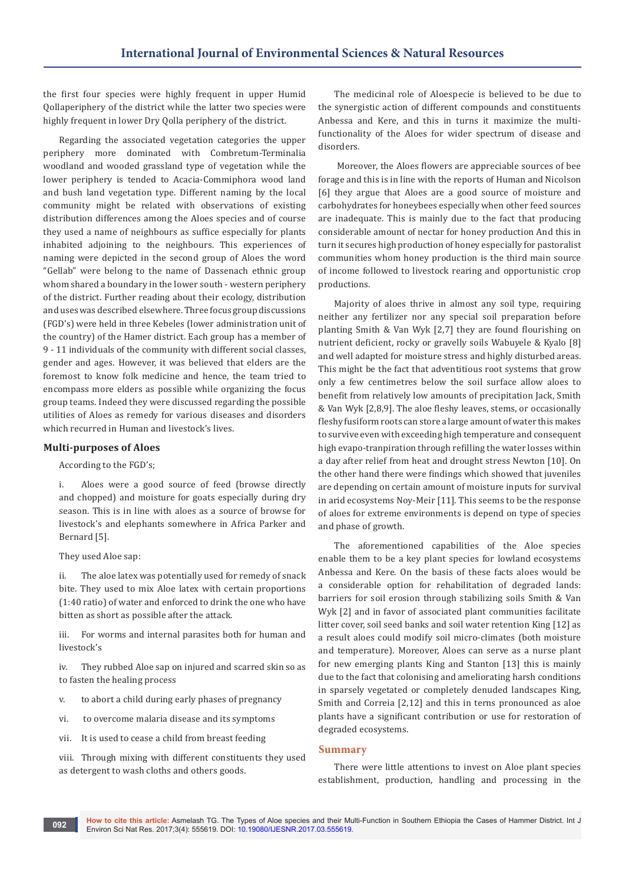the first four species were highly frequent in upper Humid Qollaperiphery of the district while the latter two species were highly frequent in lower Dry Qolla periphery of the district.

Regarding the associated vegetation categories the upper periphery more dominated with Combretum-Terminalia woodland and wooded grassland type of vegetation while the lower periphery is tended to Acacia-Commiphora wood land and bush land vegetation type. Different naming by the local community might be related with observations of existing distribution differences among the Aloes species and of course they used a name of neighbours as suffice especially for plants inhabited adjoining to the neighbours. This experiences of naming were depicted in the second group of Aloes the word "Gellab" were belong to the name of Dassenach ethnic group whom shared a boundary in the lower south - western periphery of the district. Further reading about their ecology, distribution and uses was described elsewhere. Three focus group discussions (FGD's) were held in three Kebeles (lower administration unit of the country) of the Hamer district. Each group has a member of 9 - 11 individuals of the community with different social classes, gender and ages. However, it was believed that elders are the foremost to know folk medicine and hence, the team tried to encompass more elders as possible while organizing the focus group teams. Indeed they were discussed regarding the possible utilities of Aloes as remedy for various diseases and disorders which recurred in Human and livestock's lives.

### Multi-purposes of Aloes

According to the FGD's;

i. Aloes were a good source of feed (browse directly and chopped) and moisture for goats especially during dry season. This is in line with aloes as a source of browse for livestock's and elephants somewhere in Africa Parker and Bernard [5].

They used Aloe sap:

ii. The aloe latex was potentially used for remedy of snack bite. They used to mix Aloe latex with certain proportions (1:40 ratio) of water and enforced to drink the one who have bitten as short as possible after the attack.

iii. For worms and internal parasites both for human and livestock's

iv. They rubbed Aloe sap on injured and scarred skin so as to fasten the healing process

v. to abort a child during early phases of pregnancy

vi. to overcome malaria disease and its symptoms

vii. It is used to cease a child from breast feeding

viii. Through mixing with different constituents they used as detergent to wash cloths and others goods.

The medicinal role of Aloespecie is believed to be due to the synergistic action of different compounds and constituents Anbessa and Kere, and this in turns it maximize the multi-functionality of the Aloes for wider spectrum of disease and disorders.

Moreover, the Aloes flowers are appreciable sources of bee forage and this is in line with the reports of Human and Nicolson [6] they argue that Aloes are a good source of moisture and carbohydrates for honeybees especially when other feed sources are inadequate. This is mainly due to the fact that producing considerable amount of nectar for honey production And this in turn it secures high production of honey especially for pastoralist communities whom honey production is the third main source of income followed to livestock rearing and opportunistic crop productions.

Majority of aloes thrive in almost any soil type, requiring neither any fertilizer nor any special soil preparation before planting Smith & Van Wyk [2,7] they are found flourishing on nutrient deficient, rocky or gravelly soils Wabuyele & Kyalo [8] and well adapted for moisture stress and highly disturbed areas. This might be the fact that adventitious root systems that grow only a few centimetres below the soil surface allow aloes to benefit from relatively low amounts of precipitation Jack, Smith & Van Wyk [2,8,9]. The aloe fleshy leaves, stems, or occasionally fleshy fusiform roots can store a large amount of water this makes to survive even with exceeding high temperature and consequent high evapo-tranpiration through refilling the water losses within a day after relief from heat and drought stress Newton [10]. On the other hand there were findings which showed that juveniles are depending on certain amount of moisture inputs for survival in arid ecosystems Noy-Meir [11]. This seems to be the response of aloes for extreme environments is depend on type of species and phase of growth.

The aforementioned capabilities of the Aloe species enable them to be a key plant species for lowland ecosystems Anbessa and Kere. On the basis of these facts aloes would be a considerable option for rehabilitation of degraded lands: barriers for soil erosion through stabilizing soils Smith & Van Wyk [2] and in favor of associated plant communities facilitate litter cover, soil seed banks and soil water retention King [12] as a result aloes could modify soil micro-climates (both moisture and temperature). Moreover, Aloes can serve as a nurse plant for new emerging plants King and Stanton [13] this is mainly due to the fact that colonising and ameliorating harsh conditions in sparsely vegetated or completely denuded landscapes King, Smith and Correia [2,12] and this in terns pronounced as aloe plants have a significant contribution or use for restoration of degraded ecosystems.

## Summary

There were little attentions to invest on Aloe plant species establishment, production, handling and processing in the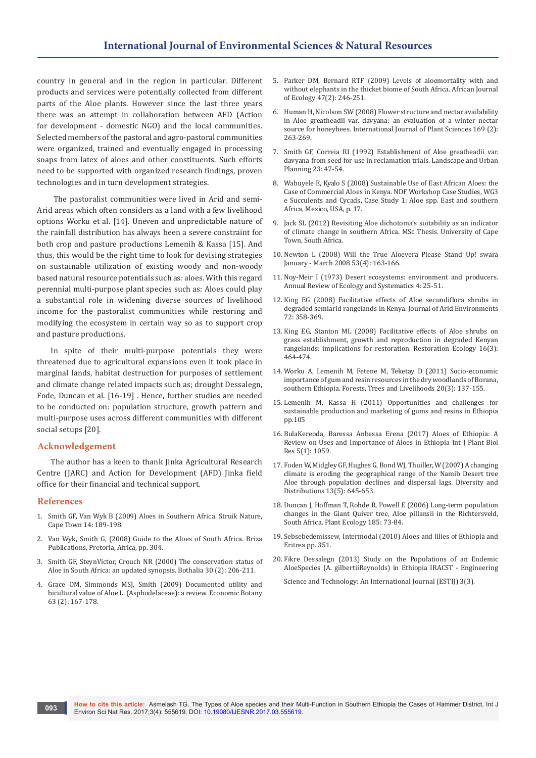country in general and in the region in particular. Different products and services were potentially collected from different parts of the Aloe plants. However since the last three years there was an attempt in collaboration between AFD (Action for development - domestic NGO) and the local communities. Selected members of the pastoral and agro-pastoral communities were organized, trained and eventually engaged in processing soaps from latex of aloes and other constituents. Such efforts need to be supported with organized research findings, proven technologies and in turn development strategies.

The pastoralist communities were lived in Arid and semi-Arid areas which often considers as a land with a few livelihood options Worku et al. [14]. Uneven and unpredictable nature of the rainfall distribution has always been a severe constraint for both crop and pasture productions Lemenih & Kassa [15]. And thus, this would be the right time to look for devising strategies on sustainable utilization of existing woody and non-woody based natural resource potentials such as: aloes. With this regard perennial multi-purpose plant species such as: Aloes could play a substantial role in widening diverse sources of livelihood income for the pastoralist communities while restoring and modifying the ecosystem in certain way so as to support crop and pasture productions.

In spite of their multi-purpose potentials they were threatened due to agricultural expansions even it took place in marginal lands, habitat destruction for purposes of settlement and climate change related impacts such as; drought Dessalegn, Fode, Duncan et al. [16-19] . Hence, further studies are needed to be conducted on: population structure, growth pattern and multi-purpose uses across different communities with different social setups [20].

## Acknowledgement

The author has a keen to thank Jinka Agricultural Research Centre (JARC) and Action for Development (AFD) Jinka field office for their financial and technical support.

## References

1. Smith GF, Van Wyk B (2009) Aloes in Southern Africa. Struik Nature, Cape Town 14: 189-198.
2. Van Wyk, Smith G, (2008) Guide to the Aloes of South Africa. Briza Publications, Pretoria, Africa, pp. 304.
3. Smith GF, SteynVictor, Crouch NR (2000) The conservation status of Aloe in South Africa: an updated synopsis. Bothalia 30 (2): 206-211.
4. Grace OM, Simmonds MSJ, Smith (2009) Documented utility and bicultural value of Aloe L. (Asphodelaceae): a review. Economic Botany 63 (2): 167-178.
5. Parker DM, Bernard RTF (2009) Levels of aloemortality with and without elephants in the thicket biome of South Africa. African Journal of Ecology 47(2): 246-251.
6. Human H, Nicolson SW (2008) Flower structure and nectar availability in Aloe greatheadii var. davyana: an evaluation of a winter nectar source for honeybees. International Journal of Plant Sciences 169 (2): 263-269.
7. Smith GF, Correia RI (1992) Establishment of Aloe greatheadii var. davyana from seed for use in reclamation trials. Landscape and Urban Planning 23: 47-54.
8. Wabuyele E, Kyalo S (2008) Sustainable Use of East African Aloes: the Case of Commercial Aloes in Kenya. NDF Workshop Case Studies, WG3 e Succulents and Cycads, Case Study 1: Aloe spp. East and southern Africa, Mexico, USA, p. 17.
9. Jack SL (2012) Revisiting Aloe dichotoma's suitability as an indicator of climate change in southern Africa. MSc Thesis. University of Cape Town, South Africa.
10. Newton L (2008) Will the True Aloevera Please Stand Up! swara January - March 2008 53(4): 163-166.
11. Noy-Meir I (1973) Desert ecosystems: environment and producers. Annual Review of Ecology and Systematics 4: 25-51.
12. King EG (2008) Facilitative effects of Aloe secundiflora shrubs in degraded semiarid rangelands in Kenya. Journal of Arid Environments 72: 358-369.
13. King EG, Stanton ML (2008) Facilitative effects of Aloe shrubs on grass establishment, growth and reproduction in degraded Kenyan rangelands: implications for restoration. Restoration Ecology 16(3): 464-474.
14. Worku A, Lemenih M, Fetene M, Teketay D (2011) Socio-economic importance of gum and resin resources in the dry woodlands of Borana, southern Ethiopia. Forests, Trees and Livelihoods 20(3): 137-155.
15. Lemenih M, Kassa H (2011) Opportunities and challenges for sustainable production and marketing of gums and resins in Ethiopia pp.105
16. BulaKereoda, Baressa Anbessa Erena (2017) Aloes of Ethiopia: A Review on Uses and Importance of Aloes in Ethiopia Int J Plant Biol Res 5(1): 1059.
17. Foden W, Midgley GF, Hughes G, Bond WJ, Thuiller, W (2007) A changing climate is eroding the geographical range of the Namib Desert tree Aloe through population declines and dispersal lags. Diversity and Distributions 13(5): 645-653.
18. Duncan J, Hoffman T, Rohde R, Powell E (2006) Long-term population changes in the Giant Quiver tree, Aloe pillansii in the Richtersveld, South Africa. Plant Ecology 185: 73-84.
19. Sebsebedemissew, Intermodal (2010) Aloes and lilies of Ethiopia and Eritrea pp. 351.
20. Fikre Dessalegn (2013) Study on the Populations of an Endemic AloeSpecies (A. gilbertiiReynolds) in Ethiopia IRACST - Engineering Science and Technology: An International Journal (ESTIJ) 3(3).

**How to cite this article:** Asmelash TG. The Types of Aloe species and their Multi-Function in Southern Ethiopia the Cases of Hammer District. Int J Environ Sci Nat Res. 2017;3(4): 555619. DOI: 10.19080/IJESNR.2017.03.555619.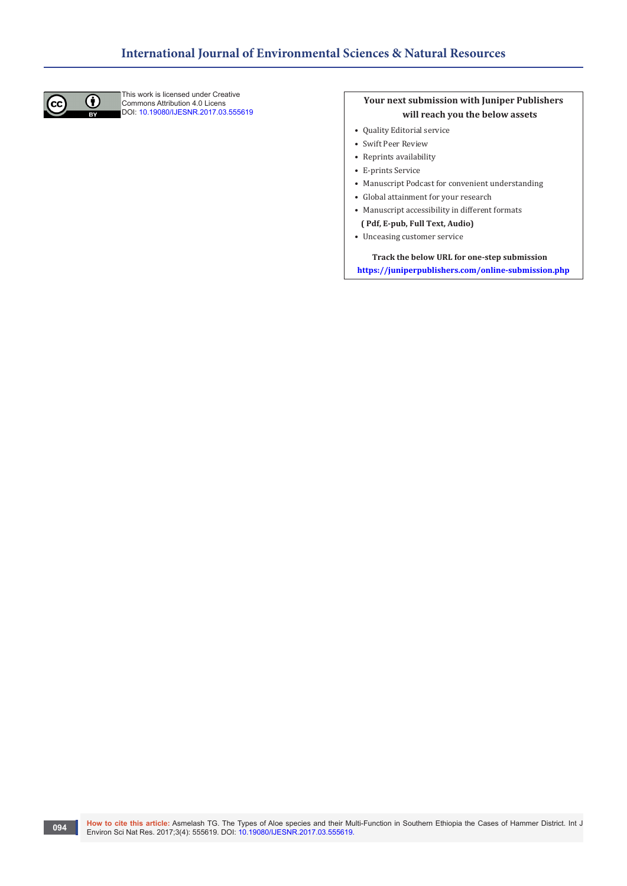This work is licensed under Creative Commons Attribution 4.0 Licens
DOI: 10.19080/IJESNR.2017.03.555619

**Your next submission with Juniper Publishers will reach you the below assets**

- Quality Editorial service
- Swift Peer Review
- Reprints availability
- E-prints Service
- Manuscript Podcast for convenient understanding
- Global attainment for your research
- Manuscript accessibility in different formats

**( Pdf, E-pub, Full Text, Audio)**

- Unceasing customer service

**Track the below URL for one-step submission**
**https://juniperpublishers.com/online-submission.php**

**How to cite this article:** Asmelash TG. The Types of Aloe species and their Multi-Function in Southern Ethiopia the Cases of Hammer District. Int J Environ Sci Nat Res. 2017;3(4): 555619. DOI: 10.19080/IJESNR.2017.03.555619.